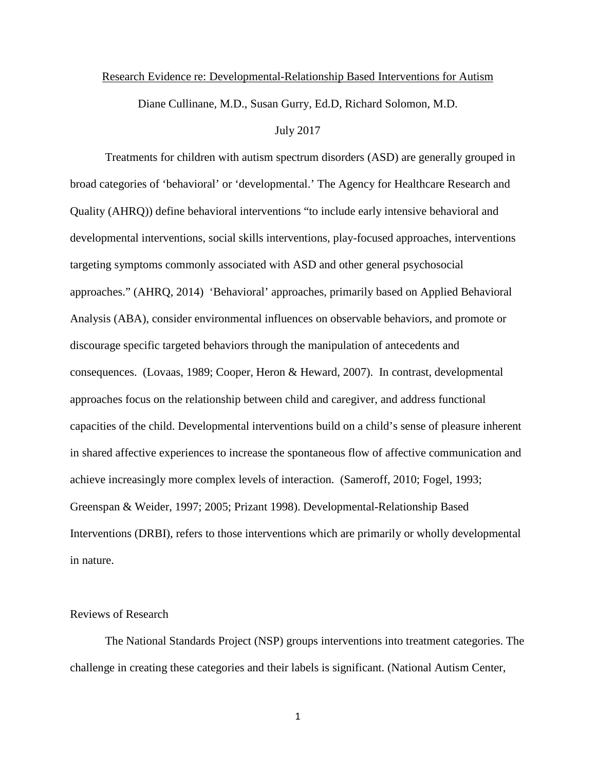# Research Evidence re: Developmental-Relationship Based Interventions for Autism

Diane Cullinane, M.D., Susan Gurry, Ed.D, Richard Solomon, M.D.

July 2017

Treatments for children with autism spectrum disorders (ASD) are generally grouped in broad categories of 'behavioral' or 'developmental.' The Agency for Healthcare Research and Quality (AHRQ)) define behavioral interventions "to include early intensive behavioral and developmental interventions, social skills interventions, play-focused approaches, interventions targeting symptoms commonly associated with ASD and other general psychosocial approaches." (AHRQ, 2014) 'Behavioral' approaches, primarily based on Applied Behavioral Analysis (ABA), consider environmental influences on observable behaviors, and promote or discourage specific targeted behaviors through the manipulation of antecedents and consequences. (Lovaas, 1989; Cooper, Heron & Heward, 2007). In contrast, developmental approaches focus on the relationship between child and caregiver, and address functional capacities of the child. Developmental interventions build on a child's sense of pleasure inherent in shared affective experiences to increase the spontaneous flow of affective communication and achieve increasingly more complex levels of interaction. (Sameroff, 2010; Fogel, 1993; Greenspan & Weider, 1997; 2005; Prizant 1998). Developmental-Relationship Based Interventions (DRBI), refers to those interventions which are primarily or wholly developmental in nature.

## Reviews of Research

The National Standards Project (NSP) groups interventions into treatment categories. The challenge in creating these categories and their labels is significant. (National Autism Center,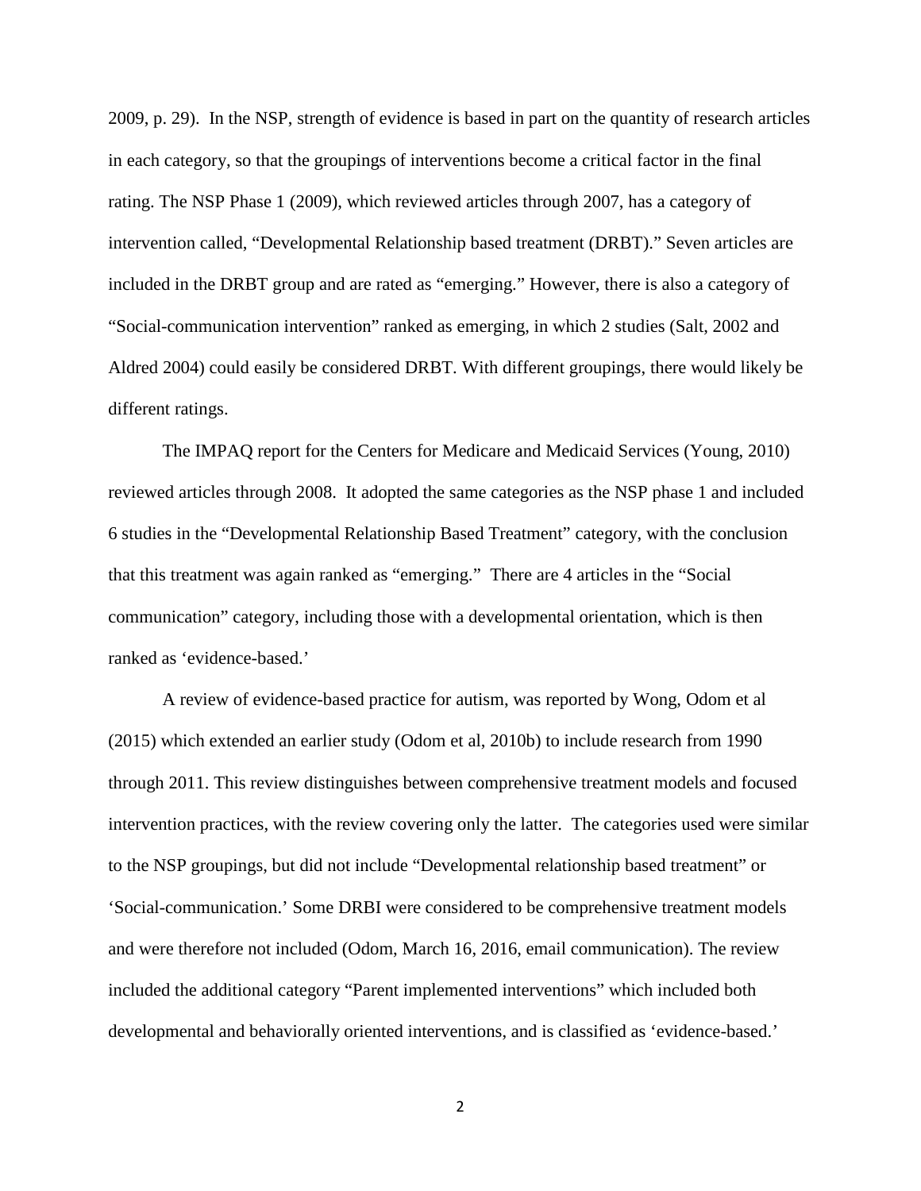2009, p. 29). In the NSP, strength of evidence is based in part on the quantity of research articles in each category, so that the groupings of interventions become a critical factor in the final rating. The NSP Phase 1 (2009), which reviewed articles through 2007, has a category of intervention called, "Developmental Relationship based treatment (DRBT)." Seven articles are included in the DRBT group and are rated as "emerging." However, there is also a category of "Social-communication intervention" ranked as emerging, in which 2 studies (Salt, 2002 and Aldred 2004) could easily be considered DRBT. With different groupings, there would likely be different ratings.

The IMPAQ report for the Centers for Medicare and Medicaid Services (Young, 2010) reviewed articles through 2008. It adopted the same categories as the NSP phase 1 and included 6 studies in the "Developmental Relationship Based Treatment" category, with the conclusion that this treatment was again ranked as "emerging." There are 4 articles in the "Social communication" category, including those with a developmental orientation, which is then ranked as 'evidence-based.'

A review of evidence-based practice for autism, was reported by Wong, Odom et al (2015) which extended an earlier study (Odom et al, 2010b) to include research from 1990 through 2011. This review distinguishes between comprehensive treatment models and focused intervention practices, with the review covering only the latter. The categories used were similar to the NSP groupings, but did not include "Developmental relationship based treatment" or 'Social-communication.' Some DRBI were considered to be comprehensive treatment models and were therefore not included (Odom, March 16, 2016, email communication). The review included the additional category "Parent implemented interventions" which included both developmental and behaviorally oriented interventions, and is classified as 'evidence-based.'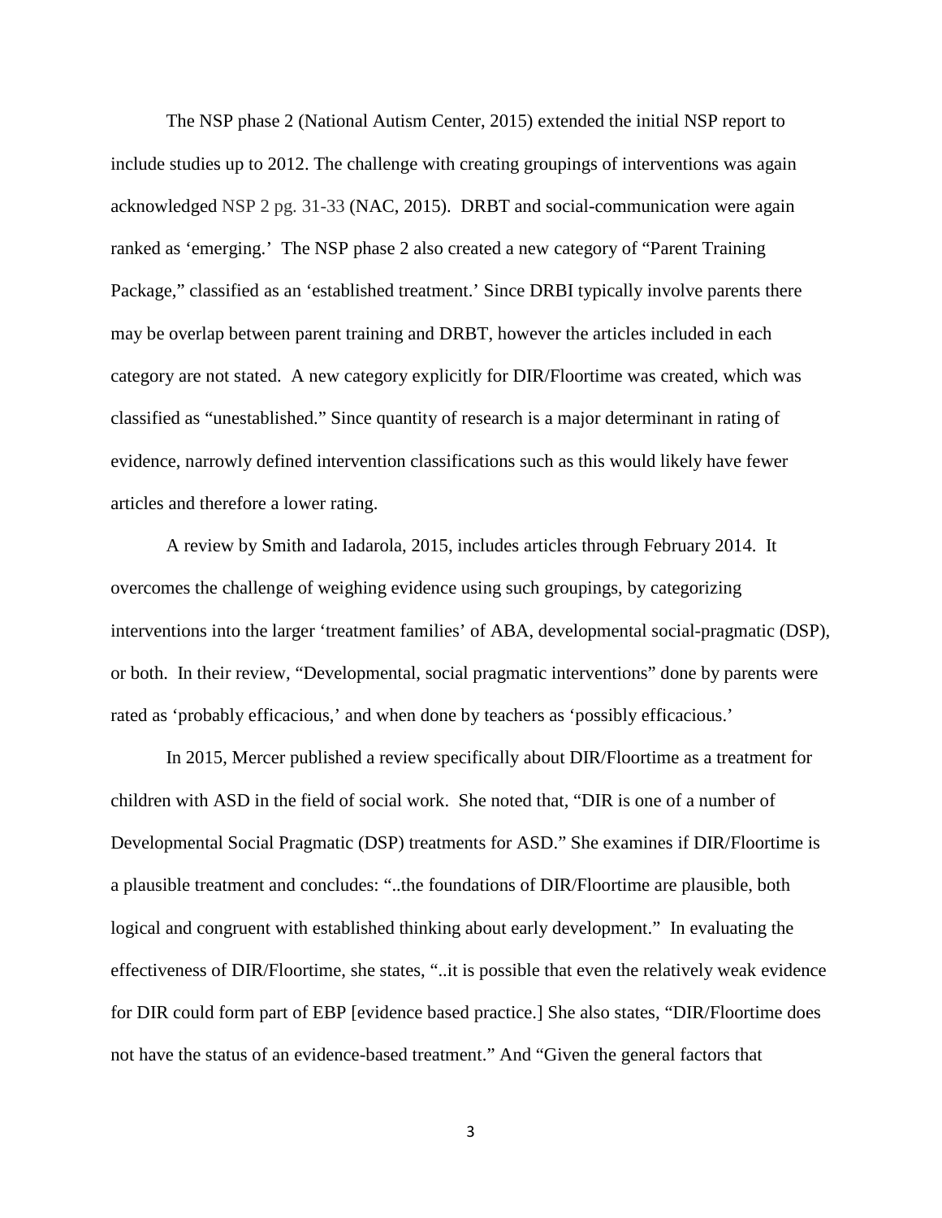The NSP phase 2 (National Autism Center, 2015) extended the initial NSP report to include studies up to 2012. The challenge with creating groupings of interventions was again acknowledged NSP 2 pg. 31-33 (NAC, 2015). DRBT and social-communication were again ranked as 'emerging.' The NSP phase 2 also created a new category of "Parent Training Package," classified as an 'established treatment.' Since DRBI typically involve parents there may be overlap between parent training and DRBT, however the articles included in each category are not stated. A new category explicitly for DIR/Floortime was created, which was classified as "unestablished." Since quantity of research is a major determinant in rating of evidence, narrowly defined intervention classifications such as this would likely have fewer articles and therefore a lower rating.

A review by Smith and Iadarola, 2015, includes articles through February 2014. It overcomes the challenge of weighing evidence using such groupings, by categorizing interventions into the larger 'treatment families' of ABA, developmental social-pragmatic (DSP), or both. In their review, "Developmental, social pragmatic interventions" done by parents were rated as 'probably efficacious,' and when done by teachers as 'possibly efficacious.'

In 2015, Mercer published a review specifically about DIR/Floortime as a treatment for children with ASD in the field of social work. She noted that, "DIR is one of a number of Developmental Social Pragmatic (DSP) treatments for ASD." She examines if DIR/Floortime is a plausible treatment and concludes: "..the foundations of DIR/Floortime are plausible, both logical and congruent with established thinking about early development." In evaluating the effectiveness of DIR/Floortime, she states, "..it is possible that even the relatively weak evidence for DIR could form part of EBP [evidence based practice.] She also states, "DIR/Floortime does not have the status of an evidence-based treatment." And "Given the general factors that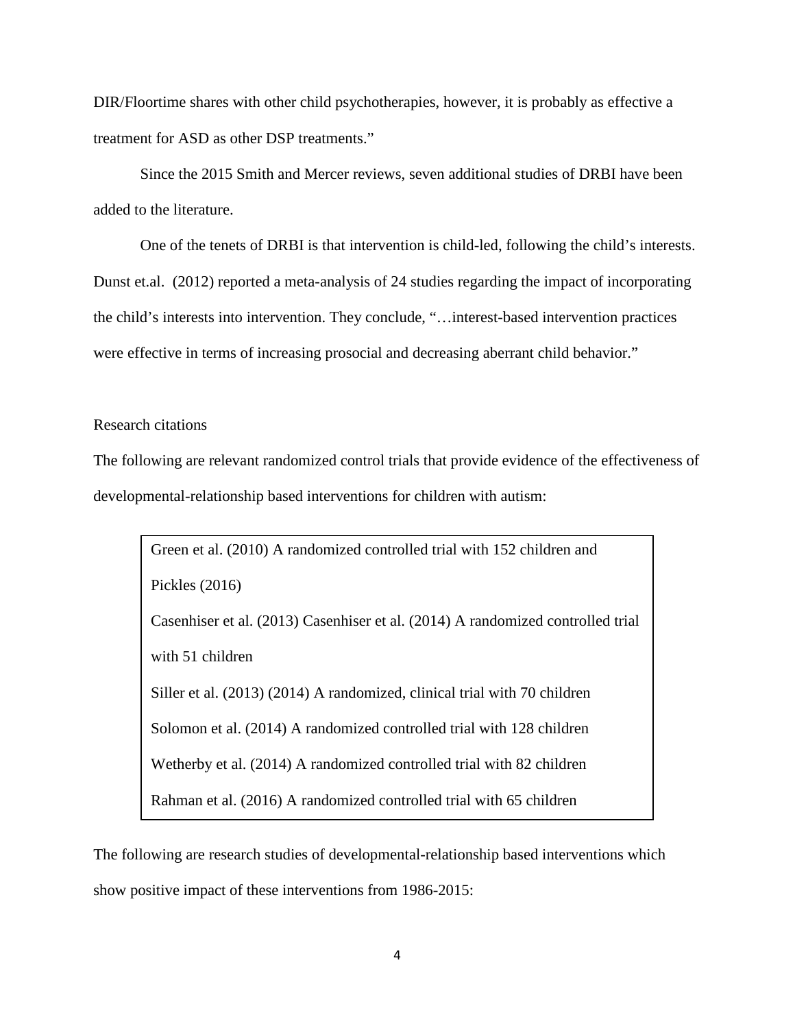DIR/Floortime shares with other child psychotherapies, however, it is probably as effective a treatment for ASD as other DSP treatments."

Since the 2015 Smith and Mercer reviews, seven additional studies of DRBI have been added to the literature.

One of the tenets of DRBI is that intervention is child-led, following the child's interests. Dunst et.al. (2012) reported a meta-analysis of 24 studies regarding the impact of incorporating the child's interests into intervention. They conclude, "…interest-based intervention practices were effective in terms of increasing prosocial and decreasing aberrant child behavior."

Research citations

The following are relevant randomized control trials that provide evidence of the effectiveness of developmental-relationship based interventions for children with autism:

Green et al. (2010) A randomized controlled trial with 152 children and Pickles (2016)

Casenhiser et al. (2013) Casenhiser et al. (2014) A randomized controlled trial with 51 children

Siller et al. (2013) (2014) A randomized, clinical trial with 70 children

Solomon et al. (2014) A randomized controlled trial with 128 children

Wetherby et al. (2014) A randomized controlled trial with 82 children

Rahman et al. (2016) A randomized controlled trial with 65 children

The following are research studies of developmental-relationship based interventions which show positive impact of these interventions from 1986-2015: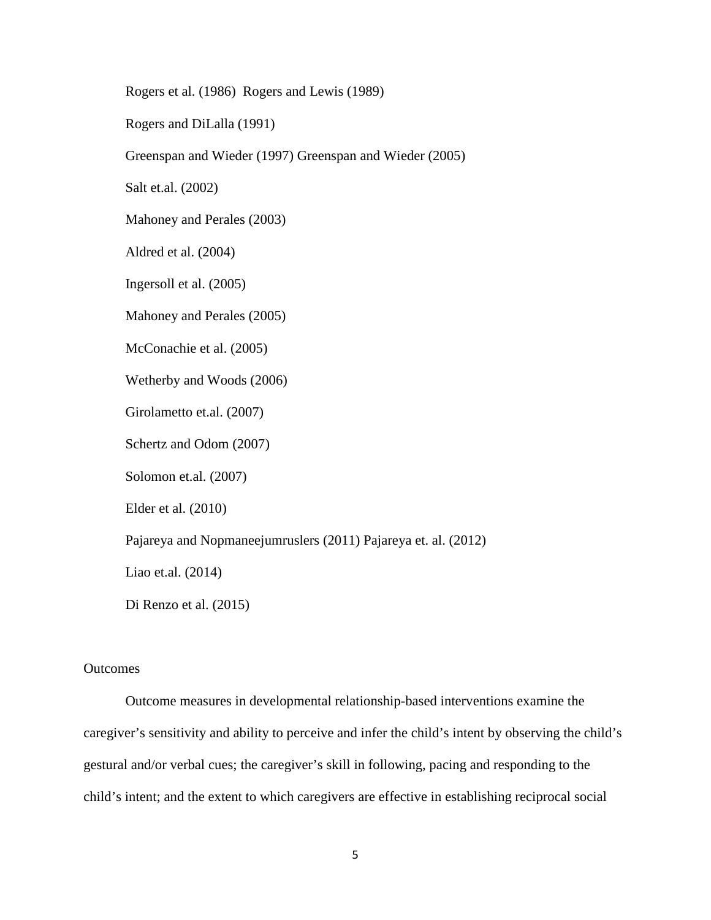Rogers et al. (1986)  Rogers and Lewis (1989)

Rogers and DiLalla (1991)

Greenspan and Wieder (1997) Greenspan and Wieder (2005)

Salt et.al. (2002)

Mahoney and Perales (2003)

Aldred et al. (2004)

Ingersoll et al. (2005)

Mahoney and Perales (2005)

McConachie et al. (2005)

Wetherby and Woods (2006)

Girolametto et.al. (2007)

Schertz and Odom (2007)

Solomon et.al. (2007)

Elder et al. (2010)

Pajareya and Nopmaneejumruslers (2011) Pajareya et. al. (2012)

Liao et.al. (2014)

Di Renzo et al. (2015)

Outcomes

Outcome measures in developmental relationship-based interventions examine the caregiver's sensitivity and ability to perceive and infer the child's intent by observing the child's gestural and/or verbal cues; the caregiver's skill in following, pacing and responding to the child's intent; and the extent to which caregivers are effective in establishing reciprocal social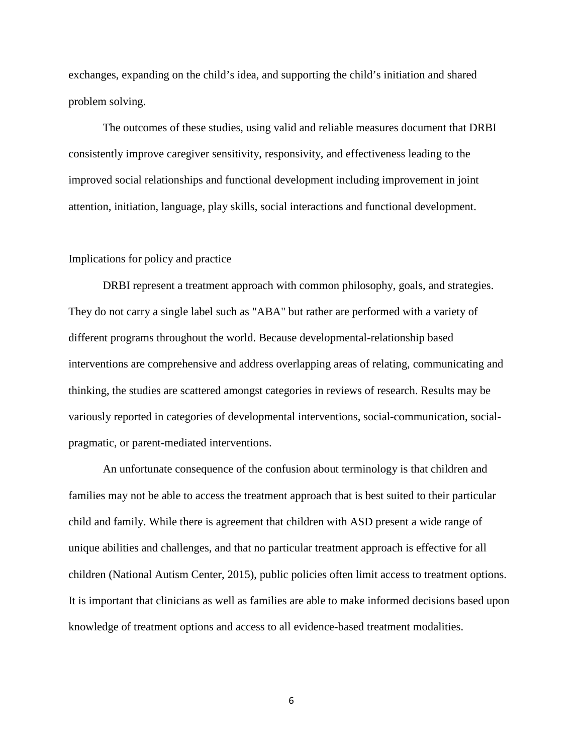exchanges, expanding on the child's idea, and supporting the child's initiation and shared problem solving.

The outcomes of these studies, using valid and reliable measures document that DRBI consistently improve caregiver sensitivity, responsivity, and effectiveness leading to the improved social relationships and functional development including improvement in joint attention, initiation, language, play skills, social interactions and functional development.

## Implications for policy and practice

DRBI represent a treatment approach with common philosophy, goals, and strategies. They do not carry a single label such as "ABA" but rather are performed with a variety of different programs throughout the world. Because developmental-relationship based interventions are comprehensive and address overlapping areas of relating, communicating and thinking, the studies are scattered amongst categories in reviews of research. Results may be variously reported in categories of developmental interventions, social-communication, social-pragmatic, or parent-mediated interventions.

An unfortunate consequence of the confusion about terminology is that children and families may not be able to access the treatment approach that is best suited to their particular child and family. While there is agreement that children with ASD present a wide range of unique abilities and challenges, and that no particular treatment approach is effective for all children (National Autism Center, 2015), public policies often limit access to treatment options. It is important that clinicians as well as families are able to make informed decisions based upon knowledge of treatment options and access to all evidence-based treatment modalities.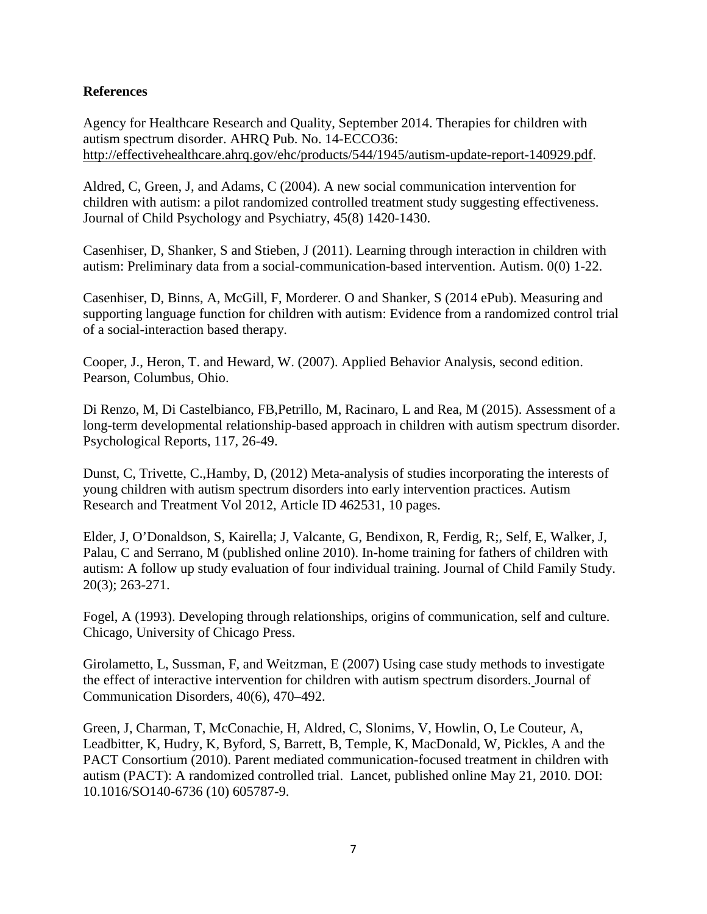**References**

Agency for Healthcare Research and Quality, September 2014. Therapies for children with autism spectrum disorder. AHRQ Pub. No. 14-ECCO36: http://effectivehealthcare.ahrq.gov/ehc/products/544/1945/autism-update-report-140929.pdf.

Aldred, C, Green, J, and Adams, C (2004). A new social communication intervention for children with autism: a pilot randomized controlled treatment study suggesting effectiveness. Journal of Child Psychology and Psychiatry, 45(8) 1420-1430.

Casenhiser, D, Shanker, S and Stieben, J (2011). Learning through interaction in children with autism: Preliminary data from a social-communication-based intervention. Autism. 0(0) 1-22.

Casenhiser, D, Binns, A, McGill, F, Morderer. O and Shanker, S (2014 ePub). Measuring and supporting language function for children with autism: Evidence from a randomized control trial of a social-interaction based therapy.

Cooper, J., Heron, T. and Heward, W. (2007). Applied Behavior Analysis, second edition. Pearson, Columbus, Ohio.

Di Renzo, M, Di Castelbianco, FB,Petrillo, M, Racinaro, L and Rea, M (2015). Assessment of a long-term developmental relationship-based approach in children with autism spectrum disorder. Psychological Reports, 117, 26-49.

Dunst, C, Trivette, C.,Hamby, D, (2012) Meta-analysis of studies incorporating the interests of young children with autism spectrum disorders into early intervention practices. Autism Research and Treatment Vol 2012, Article ID 462531, 10 pages.

Elder, J, O'Donaldson, S, Kairella; J, Valcante, G, Bendixon, R, Ferdig, R;, Self, E, Walker, J, Palau, C and Serrano, M (published online 2010). In-home training for fathers of children with autism: A follow up study evaluation of four individual training. Journal of Child Family Study. 20(3); 263-271.

Fogel, A (1993). Developing through relationships, origins of communication, self and culture. Chicago, University of Chicago Press.

Girolametto, L, Sussman, F, and Weitzman, E (2007) Using case study methods to investigate the effect of interactive intervention for children with autism spectrum disorders. Journal of Communication Disorders, 40(6), 470–492.

Green, J, Charman, T, McConachie, H, Aldred, C, Slonims, V, Howlin, O, Le Couteur, A, Leadbitter, K, Hudry, K, Byford, S, Barrett, B, Temple, K, MacDonald, W, Pickles, A and the PACT Consortium (2010). Parent mediated communication-focused treatment in children with autism (PACT): A randomized controlled trial. Lancet, published online May 21, 2010. DOI: 10.1016/SO140-6736 (10) 605787-9.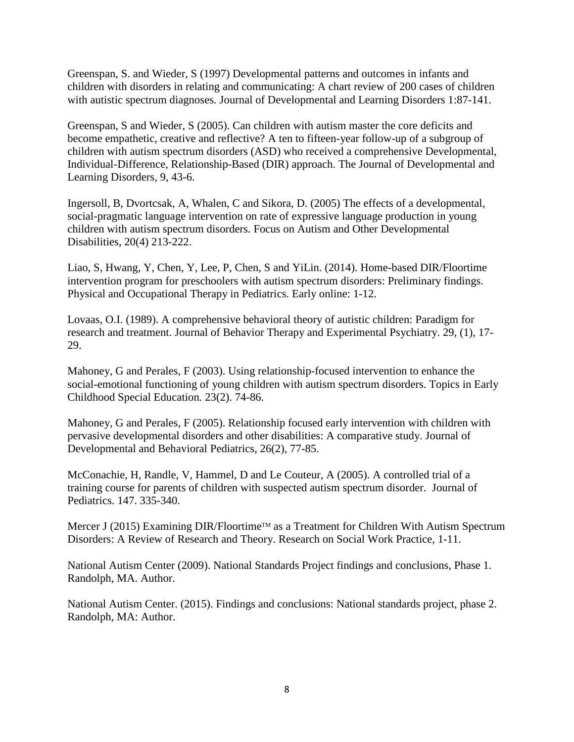Greenspan, S. and Wieder, S (1997) Developmental patterns and outcomes in infants and children with disorders in relating and communicating: A chart review of 200 cases of children with autistic spectrum diagnoses. Journal of Developmental and Learning Disorders 1:87-141.

Greenspan, S and Wieder, S (2005). Can children with autism master the core deficits and become empathetic, creative and reflective? A ten to fifteen-year follow-up of a subgroup of children with autism spectrum disorders (ASD) who received a comprehensive Developmental, Individual-Difference, Relationship-Based (DIR) approach. The Journal of Developmental and Learning Disorders, 9, 43-6.

Ingersoll, B, Dvortcsak, A, Whalen, C and Sikora, D. (2005) The effects of a developmental, social-pragmatic language intervention on rate of expressive language production in young children with autism spectrum disorders. Focus on Autism and Other Developmental Disabilities, 20(4) 213-222.

Liao, S, Hwang, Y, Chen, Y, Lee, P, Chen, S and YiLin. (2014). Home-based DIR/Floortime intervention program for preschoolers with autism spectrum disorders: Preliminary findings. Physical and Occupational Therapy in Pediatrics. Early online: 1-12.

Lovaas, O.I. (1989). A comprehensive behavioral theory of autistic children: Paradigm for research and treatment. Journal of Behavior Therapy and Experimental Psychiatry. 29, (1), 17-29.

Mahoney, G and Perales, F (2003). Using relationship-focused intervention to enhance the social-emotional functioning of young children with autism spectrum disorders. Topics in Early Childhood Special Education. 23(2). 74-86.

Mahoney, G and Perales, F (2005). Relationship focused early intervention with children with pervasive developmental disorders and other disabilities: A comparative study. Journal of Developmental and Behavioral Pediatrics, 26(2), 77-85.

McConachie, H, Randle, V, Hammel, D and Le Couteur, A (2005). A controlled trial of a training course for parents of children with suspected autism spectrum disorder. Journal of Pediatrics. 147. 335-340.

Mercer J (2015) Examining DIR/Floortime™ as a Treatment for Children With Autism Spectrum Disorders: A Review of Research and Theory. Research on Social Work Practice, 1-11.

National Autism Center (2009). National Standards Project findings and conclusions, Phase 1. Randolph, MA. Author.

National Autism Center. (2015). Findings and conclusions: National standards project, phase 2. Randolph, MA: Author.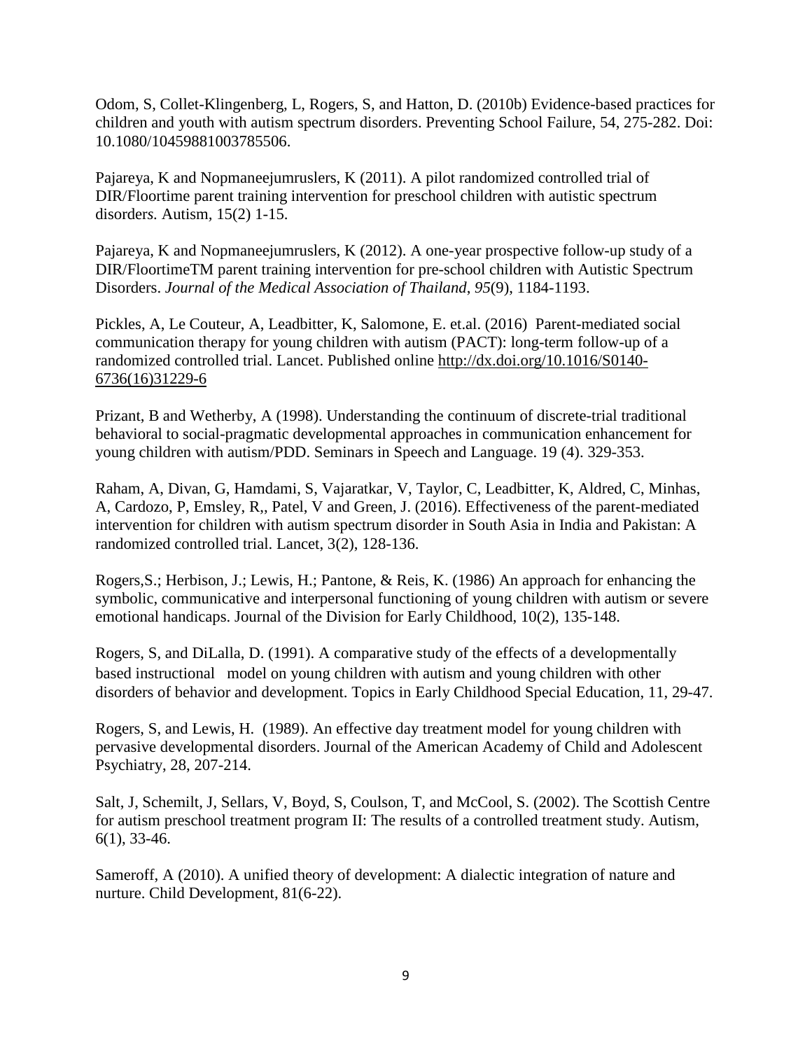Odom, S, Collet-Klingenberg, L, Rogers, S, and Hatton, D. (2010b) Evidence-based practices for children and youth with autism spectrum disorders. Preventing School Failure, 54, 275-282. Doi: 10.1080/10459881003785506.

Pajareya, K and Nopmaneejumruslers, K (2011). A pilot randomized controlled trial of DIR/Floortime parent training intervention for preschool children with autistic spectrum disorders. Autism, 15(2) 1-15.

Pajareya, K and Nopmaneejumruslers, K (2012). A one-year prospective follow-up study of a DIR/FloortimeTM parent training intervention for pre-school children with Autistic Spectrum Disorders. *Journal of the Medical Association of Thailand*, *95*(9), 1184-1193.

Pickles, A, Le Couteur, A, Leadbitter, K, Salomone, E. et.al. (2016) Parent-mediated social communication therapy for young children with autism (PACT): long-term follow-up of a randomized controlled trial. Lancet. Published online http://dx.doi.org/10.1016/S0140-6736(16)31229-6

Prizant, B and Wetherby, A (1998). Understanding the continuum of discrete-trial traditional behavioral to social-pragmatic developmental approaches in communication enhancement for young children with autism/PDD. Seminars in Speech and Language. 19 (4). 329-353.

Raham, A, Divan, G, Hamdami, S, Vajaratkar, V, Taylor, C, Leadbitter, K, Aldred, C, Minhas, A, Cardozo, P, Emsley, R,, Patel, V and Green, J. (2016). Effectiveness of the parent-mediated intervention for children with autism spectrum disorder in South Asia in India and Pakistan: A randomized controlled trial. Lancet, 3(2), 128-136.

Rogers,S.; Herbison, J.; Lewis, H.; Pantone, & Reis, K. (1986) An approach for enhancing the symbolic, communicative and interpersonal functioning of young children with autism or severe emotional handicaps. Journal of the Division for Early Childhood, 10(2), 135-148.

Rogers, S, and DiLalla, D. (1991). A comparative study of the effects of a developmentally based instructional model on young children with autism and young children with other disorders of behavior and development. Topics in Early Childhood Special Education, 11, 29-47.

Rogers, S, and Lewis, H. (1989). An effective day treatment model for young children with pervasive developmental disorders. Journal of the American Academy of Child and Adolescent Psychiatry, 28, 207-214.

Salt, J, Schemilt, J, Sellars, V, Boyd, S, Coulson, T, and McCool, S. (2002). The Scottish Centre for autism preschool treatment program II: The results of a controlled treatment study. Autism, 6(1), 33-46.

Sameroff, A (2010). A unified theory of development: A dialectic integration of nature and nurture. Child Development, 81(6-22).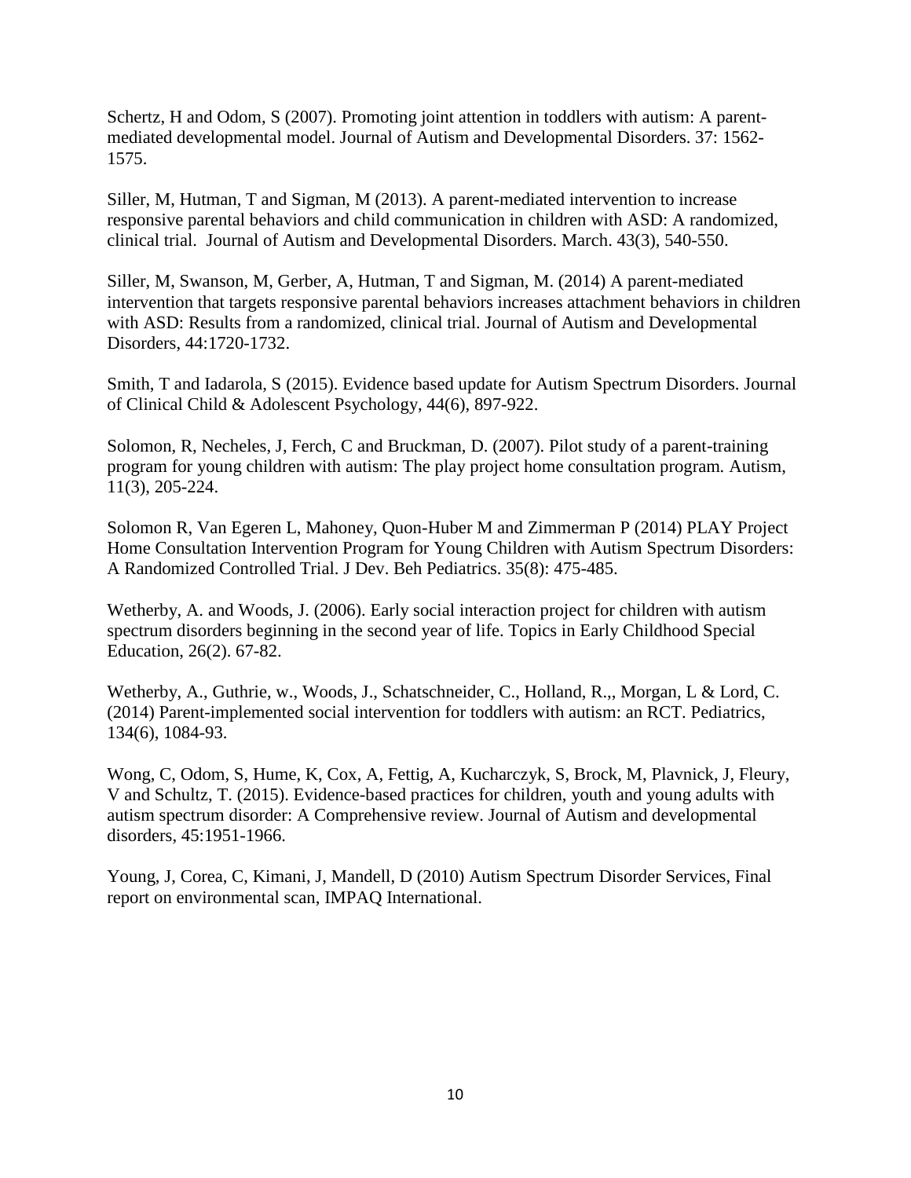Schertz, H and Odom, S (2007). Promoting joint attention in toddlers with autism: A parent-mediated developmental model. Journal of Autism and Developmental Disorders. 37: 1562-1575.

Siller, M, Hutman, T and Sigman, M (2013). A parent-mediated intervention to increase responsive parental behaviors and child communication in children with ASD: A randomized, clinical trial. Journal of Autism and Developmental Disorders. March. 43(3), 540-550.

Siller, M, Swanson, M, Gerber, A, Hutman, T and Sigman, M. (2014) A parent-mediated intervention that targets responsive parental behaviors increases attachment behaviors in children with ASD: Results from a randomized, clinical trial. Journal of Autism and Developmental Disorders, 44:1720-1732.

Smith, T and Iadarola, S (2015). Evidence based update for Autism Spectrum Disorders. Journal of Clinical Child & Adolescent Psychology, 44(6), 897-922.

Solomon, R, Necheles, J, Ferch, C and Bruckman, D. (2007). Pilot study of a parent-training program for young children with autism: The play project home consultation program. Autism, 11(3), 205-224.

Solomon R, Van Egeren L, Mahoney, Quon-Huber M and Zimmerman P (2014) PLAY Project Home Consultation Intervention Program for Young Children with Autism Spectrum Disorders: A Randomized Controlled Trial. J Dev. Beh Pediatrics. 35(8): 475-485.

Wetherby, A. and Woods, J. (2006). Early social interaction project for children with autism spectrum disorders beginning in the second year of life. Topics in Early Childhood Special Education, 26(2). 67-82.

Wetherby, A., Guthrie, w., Woods, J., Schatschneider, C., Holland, R.,, Morgan, L & Lord, C. (2014) Parent-implemented social intervention for toddlers with autism: an RCT. Pediatrics, 134(6), 1084-93.

Wong, C, Odom, S, Hume, K, Cox, A, Fettig, A, Kucharczyk, S, Brock, M, Plavnick, J, Fleury, V and Schultz, T. (2015). Evidence-based practices for children, youth and young adults with autism spectrum disorder: A Comprehensive review. Journal of Autism and developmental disorders, 45:1951-1966.

Young, J, Corea, C, Kimani, J, Mandell, D (2010) Autism Spectrum Disorder Services, Final report on environmental scan, IMPAQ International.